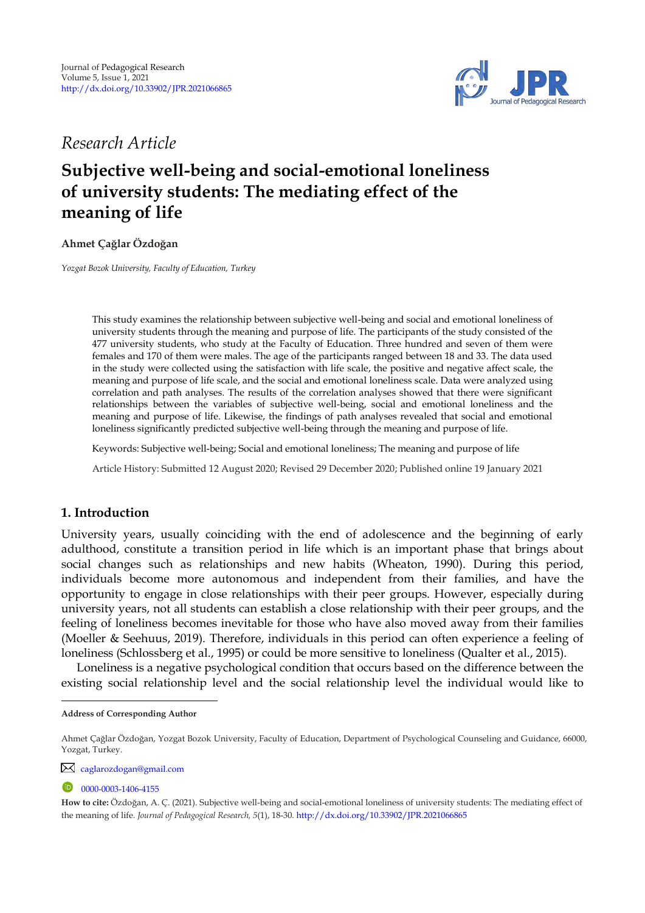Journal of Pedagogical Research
Volume 5, Issue 1, 2021
http://dx.doi.org/10.33902/JPR.2021066865

*Research Article*

# Subjective well-being and social-emotional loneliness of university students: The mediating effect of the meaning of life

**Ahmet Çağlar Özdoğan**

*Yozgat Bozok University, Faculty of Education, Turkey*

This study examines the relationship between subjective well-being and social and emotional loneliness of university students through the meaning and purpose of life. The participants of the study consisted of the 477 university students, who study at the Faculty of Education. Three hundred and seven of them were females and 170 of them were males. The age of the participants ranged between 18 and 33. The data used in the study were collected using the satisfaction with life scale, the positive and negative affect scale, the meaning and purpose of life scale, and the social and emotional loneliness scale. Data were analyzed using correlation and path analyses. The results of the correlation analyses showed that there were significant relationships between the variables of subjective well-being, social and emotional loneliness and the meaning and purpose of life. Likewise, the findings of path analyses revealed that social and emotional loneliness significantly predicted subjective well-being through the meaning and purpose of life.

Keywords: Subjective well-being; Social and emotional loneliness; The meaning and purpose of life

Article History: Submitted 12 August 2020; Revised 29 December 2020; Published online 19 January 2021

## 1. Introduction

University years, usually coinciding with the end of adolescence and the beginning of early adulthood, constitute a transition period in life which is an important phase that brings about social changes such as relationships and new habits (Wheaton, 1990). During this period, individuals become more autonomous and independent from their families, and have the opportunity to engage in close relationships with their peer groups. However, especially during university years, not all students can establish a close relationship with their peer groups, and the feeling of loneliness becomes inevitable for those who have also moved away from their families (Moeller & Seehuus, 2019). Therefore, individuals in this period can often experience a feeling of loneliness (Schlossberg et al., 1995) or could be more sensitive to loneliness (Qualter et al., 2015).

Loneliness is a negative psychological condition that occurs based on the difference between the existing social relationship level and the social relationship level the individual would like to

---

**Address of Corresponding Author**

Ahmet Çağlar Özdoğan, Yozgat Bozok University, Faculty of Education, Department of Psychological Counseling and Guidance, 66000, Yozgat, Turkey.

caglarozdogan@gmail.com

0000-0003-1406-4155

**How to cite:** Özdoğan, A. Ç. (2021). Subjective well-being and social-emotional loneliness of university students: The mediating effect of the meaning of life. *Journal of Pedagogical Research, 5*(1), 18-30. http://dx.doi.org/10.33902/JPR.2021066865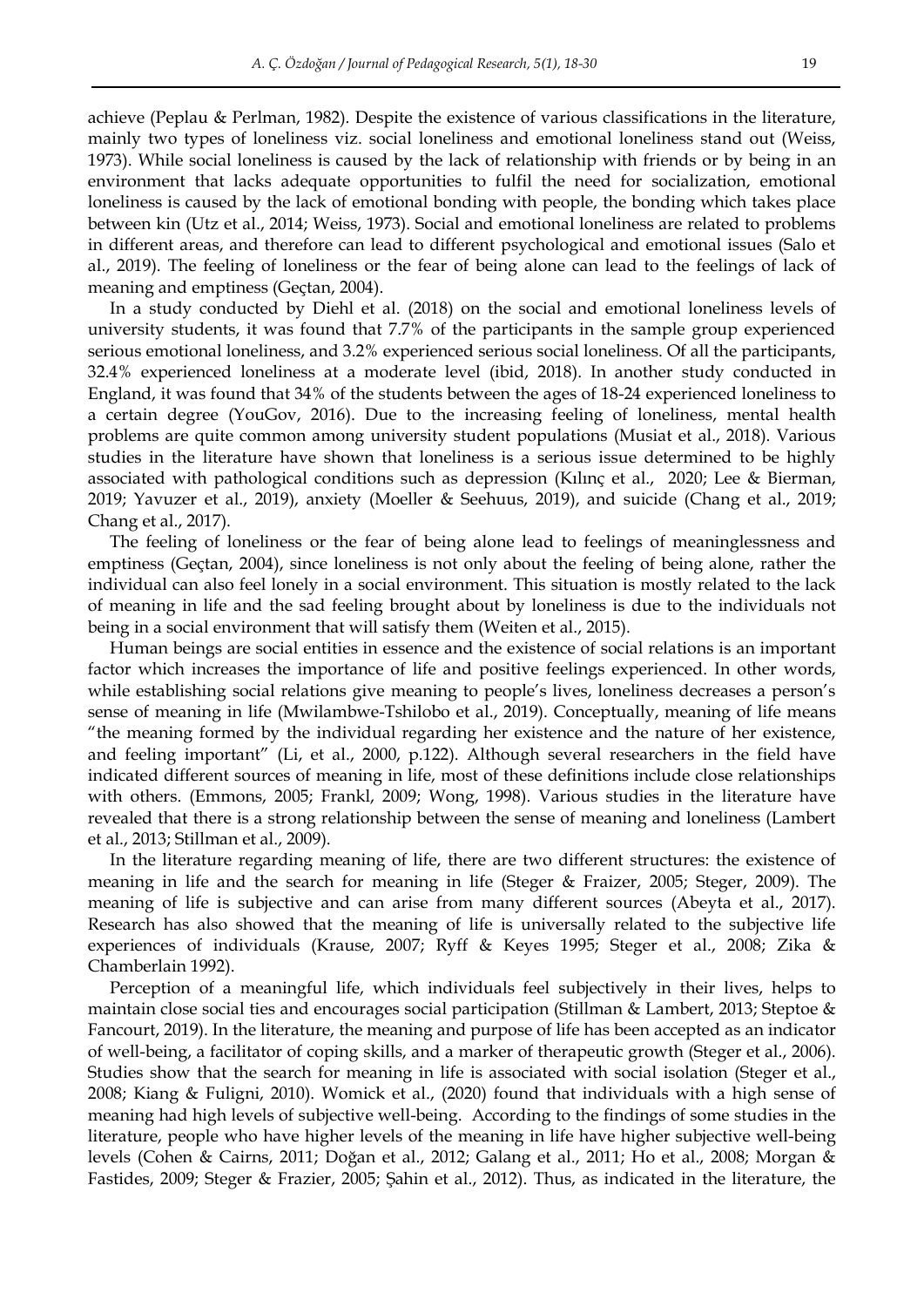achieve (Peplau & Perlman, 1982). Despite the existence of various classifications in the literature, mainly two types of loneliness viz. social loneliness and emotional loneliness stand out (Weiss, 1973). While social loneliness is caused by the lack of relationship with friends or by being in an environment that lacks adequate opportunities to fulfil the need for socialization, emotional loneliness is caused by the lack of emotional bonding with people, the bonding which takes place between kin (Utz et al., 2014; Weiss, 1973). Social and emotional loneliness are related to problems in different areas, and therefore can lead to different psychological and emotional issues (Salo et al., 2019). The feeling of loneliness or the fear of being alone can lead to the feelings of lack of meaning and emptiness (Geçtan, 2004).

In a study conducted by Diehl et al. (2018) on the social and emotional loneliness levels of university students, it was found that 7.7% of the participants in the sample group experienced serious emotional loneliness, and 3.2% experienced serious social loneliness. Of all the participants, 32.4% experienced loneliness at a moderate level (ibid, 2018). In another study conducted in England, it was found that 34% of the students between the ages of 18-24 experienced loneliness to a certain degree (YouGov, 2016). Due to the increasing feeling of loneliness, mental health problems are quite common among university student populations (Musiat et al., 2018). Various studies in the literature have shown that loneliness is a serious issue determined to be highly associated with pathological conditions such as depression (Kılınç et al., 2020; Lee & Bierman, 2019; Yavuzer et al., 2019), anxiety (Moeller & Seehuus, 2019), and suicide (Chang et al., 2019; Chang et al., 2017).

The feeling of loneliness or the fear of being alone lead to feelings of meaninglessness and emptiness (Geçtan, 2004), since loneliness is not only about the feeling of being alone, rather the individual can also feel lonely in a social environment. This situation is mostly related to the lack of meaning in life and the sad feeling brought about by loneliness is due to the individuals not being in a social environment that will satisfy them (Weiten et al., 2015).

Human beings are social entities in essence and the existence of social relations is an important factor which increases the importance of life and positive feelings experienced. In other words, while establishing social relations give meaning to people's lives, loneliness decreases a person's sense of meaning in life (Mwilambwe-Tshilobo et al., 2019). Conceptually, meaning of life means "the meaning formed by the individual regarding her existence and the nature of her existence, and feeling important" (Li, et al., 2000, p.122). Although several researchers in the field have indicated different sources of meaning in life, most of these definitions include close relationships with others. (Emmons, 2005; Frankl, 2009; Wong, 1998). Various studies in the literature have revealed that there is a strong relationship between the sense of meaning and loneliness (Lambert et al., 2013; Stillman et al., 2009).

In the literature regarding meaning of life, there are two different structures: the existence of meaning in life and the search for meaning in life (Steger & Fraizer, 2005; Steger, 2009). The meaning of life is subjective and can arise from many different sources (Abeyta et al., 2017). Research has also showed that the meaning of life is universally related to the subjective life experiences of individuals (Krause, 2007; Ryff & Keyes 1995; Steger et al., 2008; Zika & Chamberlain 1992).

Perception of a meaningful life, which individuals feel subjectively in their lives, helps to maintain close social ties and encourages social participation (Stillman & Lambert, 2013; Steptoe & Fancourt, 2019). In the literature, the meaning and purpose of life has been accepted as an indicator of well-being, a facilitator of coping skills, and a marker of therapeutic growth (Steger et al., 2006). Studies show that the search for meaning in life is associated with social isolation (Steger et al., 2008; Kiang & Fuligni, 2010). Womick et al., (2020) found that individuals with a high sense of meaning had high levels of subjective well-being. According to the findings of some studies in the literature, people who have higher levels of the meaning in life have higher subjective well-being levels (Cohen & Cairns, 2011; Doğan et al., 2012; Galang et al., 2011; Ho et al., 2008; Morgan & Fastides, 2009; Steger & Frazier, 2005; Şahin et al., 2012). Thus, as indicated in the literature, the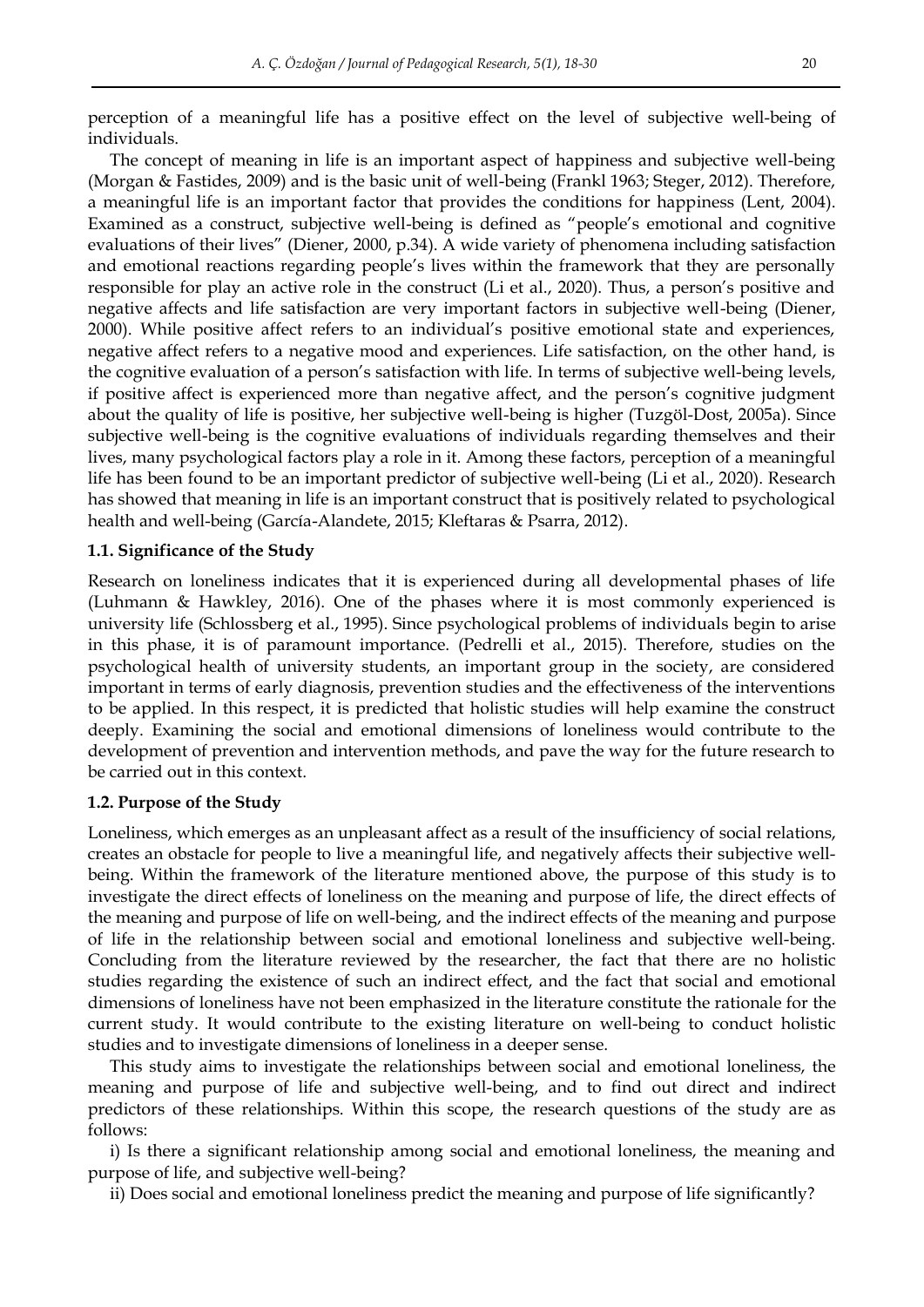perception of a meaningful life has a positive effect on the level of subjective well-being of individuals.

The concept of meaning in life is an important aspect of happiness and subjective well-being (Morgan & Fastides, 2009) and is the basic unit of well-being (Frankl 1963; Steger, 2012). Therefore, a meaningful life is an important factor that provides the conditions for happiness (Lent, 2004). Examined as a construct, subjective well-being is defined as "people's emotional and cognitive evaluations of their lives" (Diener, 2000, p.34). A wide variety of phenomena including satisfaction and emotional reactions regarding people's lives within the framework that they are personally responsible for play an active role in the construct (Li et al., 2020). Thus, a person's positive and negative affects and life satisfaction are very important factors in subjective well-being (Diener, 2000). While positive affect refers to an individual's positive emotional state and experiences, negative affect refers to a negative mood and experiences. Life satisfaction, on the other hand, is the cognitive evaluation of a person's satisfaction with life. In terms of subjective well-being levels, if positive affect is experienced more than negative affect, and the person's cognitive judgment about the quality of life is positive, her subjective well-being is higher (Tuzgöl-Dost, 2005a). Since subjective well-being is the cognitive evaluations of individuals regarding themselves and their lives, many psychological factors play a role in it. Among these factors, perception of a meaningful life has been found to be an important predictor of subjective well-being (Li et al., 2020). Research has showed that meaning in life is an important construct that is positively related to psychological health and well-being (García-Alandete, 2015; Kleftaras & Psarra, 2012).

### 1.1. Significance of the Study

Research on loneliness indicates that it is experienced during all developmental phases of life (Luhmann & Hawkley, 2016). One of the phases where it is most commonly experienced is university life (Schlossberg et al., 1995). Since psychological problems of individuals begin to arise in this phase, it is of paramount importance. (Pedrelli et al., 2015). Therefore, studies on the psychological health of university students, an important group in the society, are considered important in terms of early diagnosis, prevention studies and the effectiveness of the interventions to be applied. In this respect, it is predicted that holistic studies will help examine the construct deeply. Examining the social and emotional dimensions of loneliness would contribute to the development of prevention and intervention methods, and pave the way for the future research to be carried out in this context.

### 1.2. Purpose of the Study

Loneliness, which emerges as an unpleasant affect as a result of the insufficiency of social relations, creates an obstacle for people to live a meaningful life, and negatively affects their subjective well-being. Within the framework of the literature mentioned above, the purpose of this study is to investigate the direct effects of loneliness on the meaning and purpose of life, the direct effects of the meaning and purpose of life on well-being, and the indirect effects of the meaning and purpose of life in the relationship between social and emotional loneliness and subjective well-being. Concluding from the literature reviewed by the researcher, the fact that there are no holistic studies regarding the existence of such an indirect effect, and the fact that social and emotional dimensions of loneliness have not been emphasized in the literature constitute the rationale for the current study. It would contribute to the existing literature on well-being to conduct holistic studies and to investigate dimensions of loneliness in a deeper sense.

This study aims to investigate the relationships between social and emotional loneliness, the meaning and purpose of life and subjective well-being, and to find out direct and indirect predictors of these relationships. Within this scope, the research questions of the study are as follows:

i) Is there a significant relationship among social and emotional loneliness, the meaning and purpose of life, and subjective well-being?

ii) Does social and emotional loneliness predict the meaning and purpose of life significantly?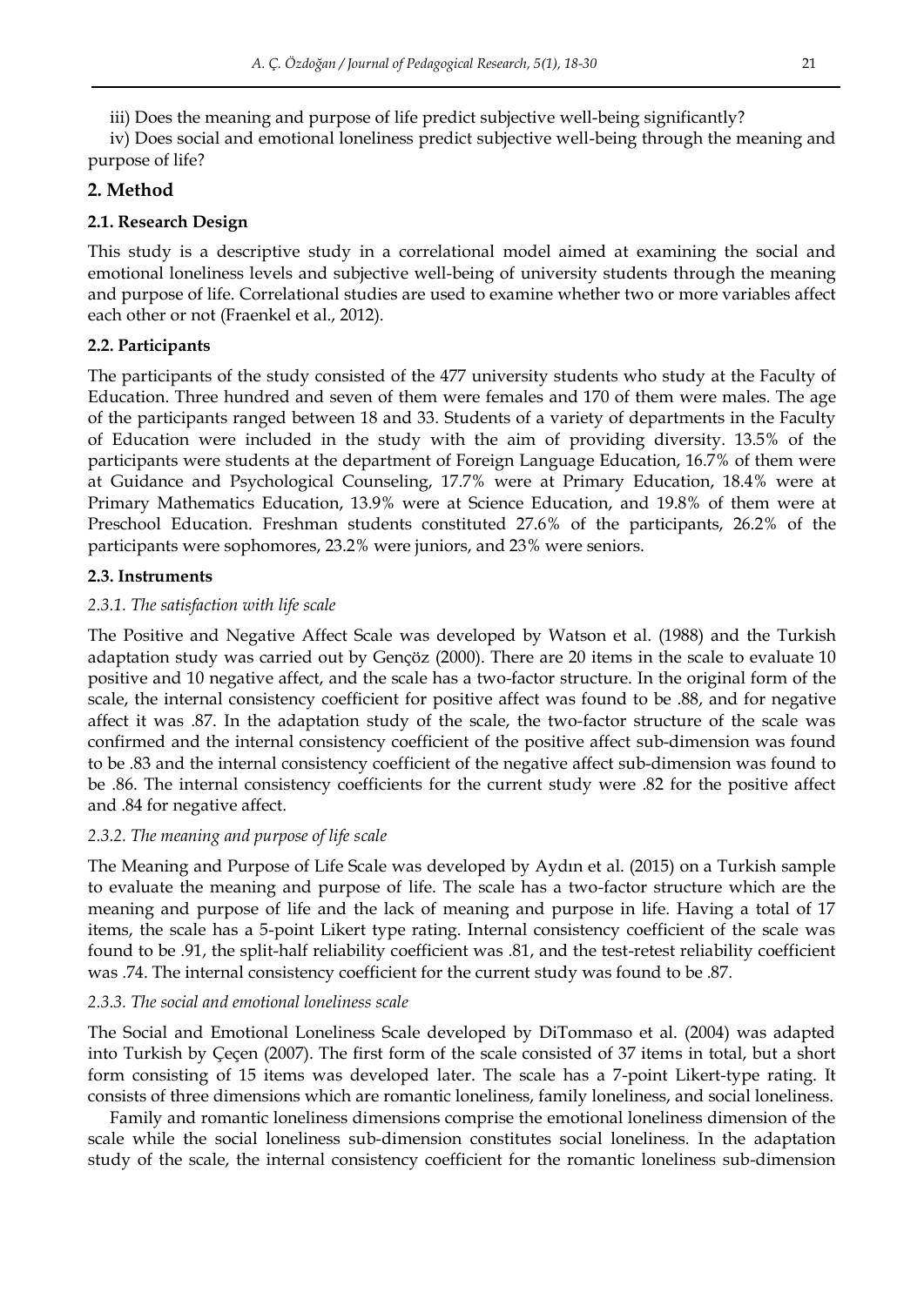iii) Does the meaning and purpose of life predict subjective well-being significantly?

iv) Does social and emotional loneliness predict subjective well-being through the meaning and purpose of life?

## 2. Method

### 2.1. Research Design

This study is a descriptive study in a correlational model aimed at examining the social and emotional loneliness levels and subjective well-being of university students through the meaning and purpose of life. Correlational studies are used to examine whether two or more variables affect each other or not (Fraenkel et al., 2012).

### 2.2. Participants

The participants of the study consisted of the 477 university students who study at the Faculty of Education. Three hundred and seven of them were females and 170 of them were males. The age of the participants ranged between 18 and 33. Students of a variety of departments in the Faculty of Education were included in the study with the aim of providing diversity. 13.5% of the participants were students at the department of Foreign Language Education, 16.7% of them were at Guidance and Psychological Counseling, 17.7% were at Primary Education, 18.4% were at Primary Mathematics Education, 13.9% were at Science Education, and 19.8% of them were at Preschool Education. Freshman students constituted 27.6% of the participants, 26.2% of the participants were sophomores, 23.2% were juniors, and 23% were seniors.

### 2.3. Instruments

#### *2.3.1. The satisfaction with life scale*

The Positive and Negative Affect Scale was developed by Watson et al. (1988) and the Turkish adaptation study was carried out by Gençöz (2000). There are 20 items in the scale to evaluate 10 positive and 10 negative affect, and the scale has a two-factor structure. In the original form of the scale, the internal consistency coefficient for positive affect was found to be .88, and for negative affect it was .87. In the adaptation study of the scale, the two-factor structure of the scale was confirmed and the internal consistency coefficient of the positive affect sub-dimension was found to be .83 and the internal consistency coefficient of the negative affect sub-dimension was found to be .86. The internal consistency coefficients for the current study were .82 for the positive affect and .84 for negative affect.

#### *2.3.2. The meaning and purpose of life scale*

The Meaning and Purpose of Life Scale was developed by Aydın et al. (2015) on a Turkish sample to evaluate the meaning and purpose of life. The scale has a two-factor structure which are the meaning and purpose of life and the lack of meaning and purpose in life. Having a total of 17 items, the scale has a 5-point Likert type rating. Internal consistency coefficient of the scale was found to be .91, the split-half reliability coefficient was .81, and the test-retest reliability coefficient was .74. The internal consistency coefficient for the current study was found to be .87.

#### *2.3.3. The social and emotional loneliness scale*

The Social and Emotional Loneliness Scale developed by DiTommaso et al. (2004) was adapted into Turkish by Çeçen (2007). The first form of the scale consisted of 37 items in total, but a short form consisting of 15 items was developed later. The scale has a 7-point Likert-type rating. It consists of three dimensions which are romantic loneliness, family loneliness, and social loneliness.

Family and romantic loneliness dimensions comprise the emotional loneliness dimension of the scale while the social loneliness sub-dimension constitutes social loneliness. In the adaptation study of the scale, the internal consistency coefficient for the romantic loneliness sub-dimension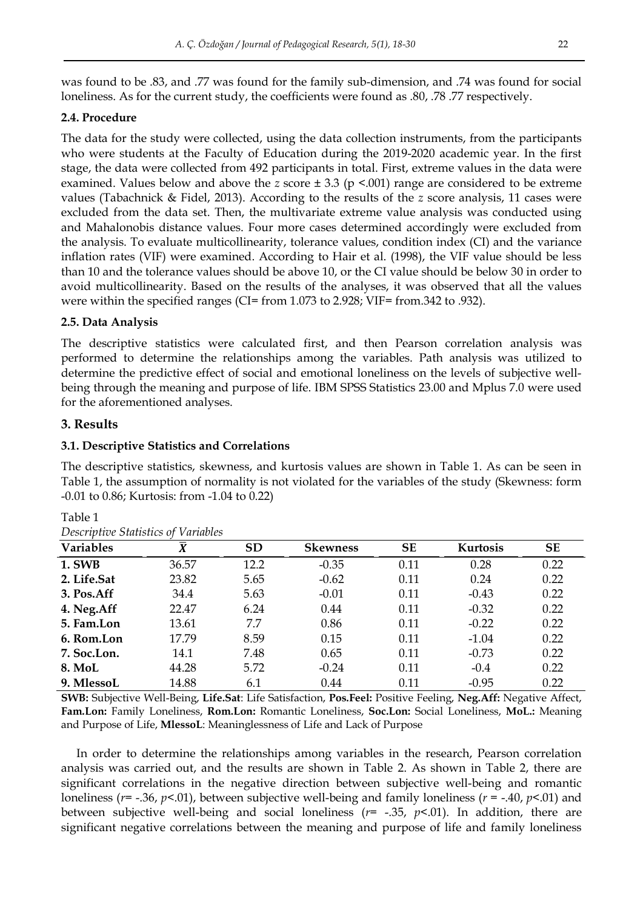was found to be .83, and .77 was found for the family sub-dimension, and .74 was found for social loneliness. As for the current study, the coefficients were found as .80, .78 .77 respectively.

### 2.4. Procedure

The data for the study were collected, using the data collection instruments, from the participants who were students at the Faculty of Education during the 2019-2020 academic year. In the first stage, the data were collected from 492 participants in total. First, extreme values in the data were examined. Values below and above the *z* score ± 3.3 ($p < .001$) range are considered to be extreme values (Tabachnick & Fidel, 2013). According to the results of the *z* score analysis, 11 cases were excluded from the data set. Then, the multivariate extreme value analysis was conducted using and Mahalonobis distance values. Four more cases determined accordingly were excluded from the analysis. To evaluate multicollinearity, tolerance values, condition index (CI) and the variance inflation rates (VIF) were examined. According to Hair et al. (1998), the VIF value should be less than 10 and the tolerance values should be above 10, or the CI value should be below 30 in order to avoid multicollinearity. Based on the results of the analyses, it was observed that all the values were within the specified ranges (CI= from 1.073 to 2.928; VIF= from.342 to .932).

### 2.5. Data Analysis

The descriptive statistics were calculated first, and then Pearson correlation analysis was performed to determine the relationships among the variables. Path analysis was utilized to determine the predictive effect of social and emotional loneliness on the levels of subjective well-being through the meaning and purpose of life. IBM SPSS Statistics 23.00 and Mplus 7.0 were used for the aforementioned analyses.

## 3. Results

### 3.1. Descriptive Statistics and Correlations

The descriptive statistics, skewness, and kurtosis values are shown in Table 1. As can be seen in Table 1, the assumption of normality is not violated for the variables of the study (Skewness: form -0.01 to 0.86; Kurtosis: from -1.04 to 0.22)

Table 1

*Descriptive Statistics of Variables*

| Variables | $\bar{X}$ | SD | Skewness | SE | Kurtosis | SE |
|---|---|---|---|---|---|---|
| **1. SWB** | 36.57 | 12.2 | -0.35 | 0.11 | 0.28 | 0.22 |
| **2. Life.Sat** | 23.82 | 5.65 | -0.62 | 0.11 | 0.24 | 0.22 |
| **3. Pos.Aff** | 34.4 | 5.63 | -0.01 | 0.11 | -0.43 | 0.22 |
| **4. Neg.Aff** | 22.47 | 6.24 | 0.44 | 0.11 | -0.32 | 0.22 |
| **5. Fam.Lon** | 13.61 | 7.7 | 0.86 | 0.11 | -0.22 | 0.22 |
| **6. Rom.Lon** | 17.79 | 8.59 | 0.15 | 0.11 | -1.04 | 0.22 |
| **7. Soc.Lon.** | 14.1 | 7.48 | 0.65 | 0.11 | -0.73 | 0.22 |
| **8. MoL** | 44.28 | 5.72 | -0.24 | 0.11 | -0.4 | 0.22 |
| **9. MlessoL** | 14.88 | 6.1 | 0.44 | 0.11 | -0.95 | 0.22 |

**SWB:** Subjective Well-Being, **Life.Sat**: Life Satisfaction, **Pos.Feel:** Positive Feeling, **Neg.Aff:** Negative Affect, **Fam.Lon:** Family Loneliness, **Rom.Lon:** Romantic Loneliness, **Soc.Lon:** Social Loneliness, **MoL.:** Meaning and Purpose of Life, **MlessoL**: Meaninglessness of Life and Lack of Purpose

In order to determine the relationships among variables in the research, Pearson correlation analysis was carried out, and the results are shown in Table 2. As shown in Table 2, there are significant correlations in the negative direction between subjective well-being and romantic loneliness ($r$= -.36, $p$<.01), between subjective well-being and family loneliness ($r$ = -.40, $p$<.01) and between subjective well-being and social loneliness ($r$= -.35, $p$<.01). In addition, there are significant negative correlations between the meaning and purpose of life and family loneliness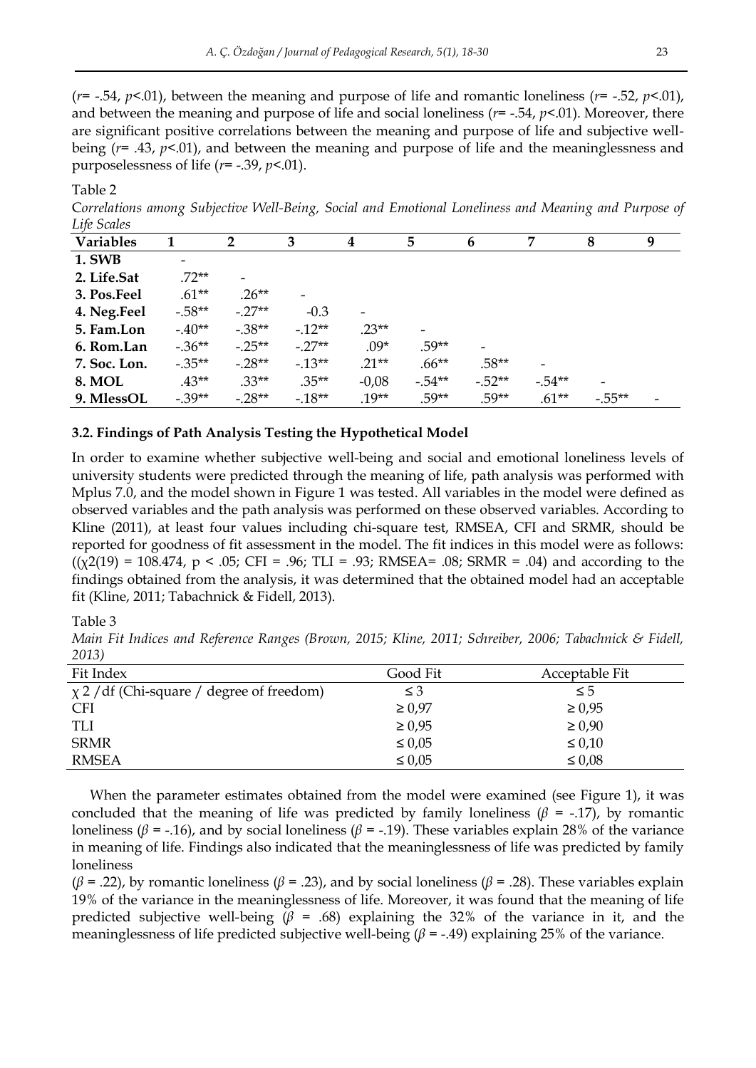($r$= -.54, $p$<.01), between the meaning and purpose of life and romantic loneliness ($r$= -.52, $p$<.01), and between the meaning and purpose of life and social loneliness ($r$= -.54, $p$<.01). Moreover, there are significant positive correlations between the meaning and purpose of life and subjective well-being ($r$= .43, $p$<.01), and between the meaning and purpose of life and the meaninglessness and purposelessness of life ($r$= -.39, $p$<.01).

Table 2

*Correlations among Subjective Well-Being, Social and Emotional Loneliness and Meaning and Purpose of Life Scales*

| Variables | 1 | 2 | 3 | 4 | 5 | 6 | 7 | 8 | 9 |
|---|---|---|---|---|---|---|---|---|---|
| **1. SWB** | - | | | | | | | | |
| **2. Life.Sat** | .72** | - | | | | | | | |
| **3. Pos.Feel** | .61** | .26** | - | | | | | | |
| **4. Neg.Feel** | -.58** | -.27** | -0.3 | - | | | | | |
| **5. Fam.Lon** | -.40** | -.38** | -.12** | .23** | - | | | | |
| **6. Rom.Lan** | -.36** | -.25** | -.27** | .09* | .59** | - | | | |
| **7. Soc. Lon.** | -.35** | -.28** | -.13** | .21** | .66** | .58** | - | | |
| **8. MOL** | .43** | .33** | .35** | -0,08 | -.54** | -.52** | -.54** | - | |
| **9. MlessOL** | -.39** | -.28** | -.18** | .19** | .59** | .59** | .61** | -.55** | - |

### 3.2. Findings of Path Analysis Testing the Hypothetical Model

In order to examine whether subjective well-being and social and emotional loneliness levels of university students were predicted through the meaning of life, path analysis was performed with Mplus 7.0, and the model shown in Figure 1 was tested. All variables in the model were defined as observed variables and the path analysis was performed on these observed variables. According to Kline (2011), at least four values including chi-square test, RMSEA, CFI and SRMR, should be reported for goodness of fit assessment in the model. The fit indices in this model were as follows: (($\chi2(19)$ = 108.474, $p < .05$; CFI = .96; TLI = .93; RMSEA= .08; SRMR = .04) and according to the findings obtained from the analysis, it was determined that the obtained model had an acceptable fit (Kline, 2011; Tabachnick & Fidell, 2013).

Table 3

*Main Fit Indices and Reference Ranges (Brown, 2015; Kline, 2011; Schreiber, 2006; Tabachnick & Fidell, 2013)*

| Fit Index | Good Fit | Acceptable Fit |
|---|---|---|
| $\chi$ 2 /df (Chi-square / degree of freedom) | ≤ 3 | ≤ 5 |
| CFI | ≥ 0,97 | ≥ 0,95 |
| TLI | ≥ 0,95 | ≥ 0,90 |
| SRMR | ≤ 0,05 | ≤ 0,10 |
| RMSEA | ≤ 0,05 | ≤ 0,08 |

When the parameter estimates obtained from the model were examined (see Figure 1), it was concluded that the meaning of life was predicted by family loneliness ($\beta$ = -.17), by romantic loneliness ($\beta$ = -.16), and by social loneliness ($\beta$ = -.19). These variables explain 28% of the variance in meaning of life. Findings also indicated that the meaninglessness of life was predicted by family loneliness

($\beta$ = .22), by romantic loneliness ($\beta$ = .23), and by social loneliness ($\beta$ = .28). These variables explain 19% of the variance in the meaninglessness of life. Moreover, it was found that the meaning of life predicted subjective well-being ($\beta$ = .68) explaining the 32% of the variance in it, and the meaninglessness of life predicted subjective well-being ($\beta$ = -.49) explaining 25% of the variance.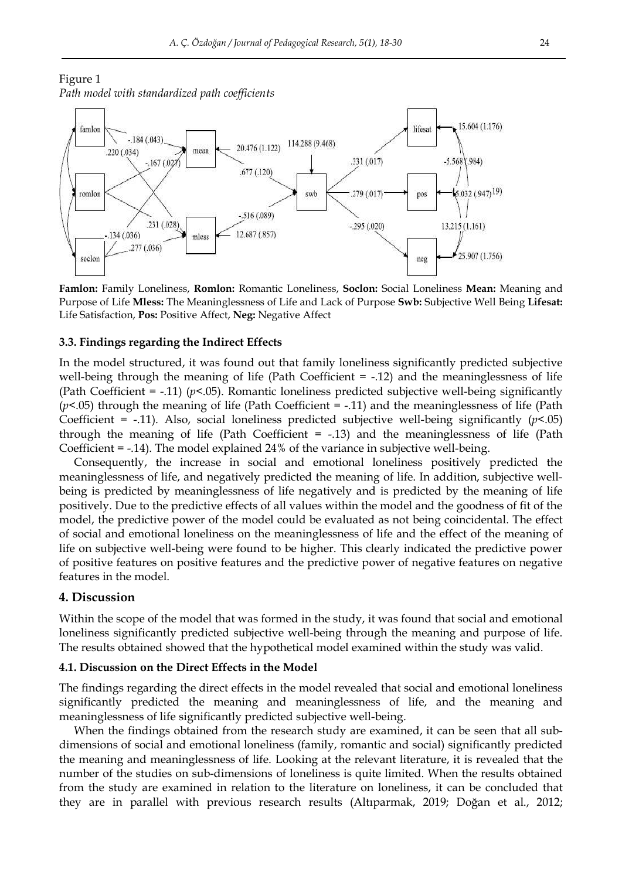Figure 1

*Path model with standardized path coefficients*

**Famlon:** Family Loneliness, **Romlon:** Romantic Loneliness, **Soclon:** Social Loneliness **Mean:** Meaning and Purpose of Life **Mless:** The Meaninglessness of Life and Lack of Purpose **Swb:** Subjective Well Being **Lifesat:** Life Satisfaction, **Pos:** Positive Affect, **Neg:** Negative Affect

### 3.3. Findings regarding the Indirect Effects

In the model structured, it was found out that family loneliness significantly predicted subjective well-being through the meaning of life (Path Coefficient = -.12) and the meaninglessness of life (Path Coefficient = -.11) ($p$<.05). Romantic loneliness predicted subjective well-being significantly ($p$<.05) through the meaning of life (Path Coefficient = -.11) and the meaninglessness of life (Path Coefficient = -.11). Also, social loneliness predicted subjective well-being significantly ($p$<.05) through the meaning of life (Path Coefficient = -.13) and the meaninglessness of life (Path Coefficient = -.14). The model explained 24% of the variance in subjective well-being.

Consequently, the increase in social and emotional loneliness positively predicted the meaninglessness of life, and negatively predicted the meaning of life. In addition, subjective well-being is predicted by meaninglessness of life negatively and is predicted by the meaning of life positively. Due to the predictive effects of all values within the model and the goodness of fit of the model, the predictive power of the model could be evaluated as not being coincidental. The effect of social and emotional loneliness on the meaninglessness of life and the effect of the meaning of life on subjective well-being were found to be higher. This clearly indicated the predictive power of positive features on positive features and the predictive power of negative features on negative features in the model.

## 4. Discussion

Within the scope of the model that was formed in the study, it was found that social and emotional loneliness significantly predicted subjective well-being through the meaning and purpose of life. The results obtained showed that the hypothetical model examined within the study was valid.

### 4.1. Discussion on the Direct Effects in the Model

The findings regarding the direct effects in the model revealed that social and emotional loneliness significantly predicted the meaning and meaninglessness of life, and the meaning and meaninglessness of life significantly predicted subjective well-being.

When the findings obtained from the research study are examined, it can be seen that all sub-dimensions of social and emotional loneliness (family, romantic and social) significantly predicted the meaning and meaninglessness of life. Looking at the relevant literature, it is revealed that the number of the studies on sub-dimensions of loneliness is quite limited. When the results obtained from the study are examined in relation to the literature on loneliness, it can be concluded that they are in parallel with previous research results (Altıparmak, 2019; Doğan et al., 2012;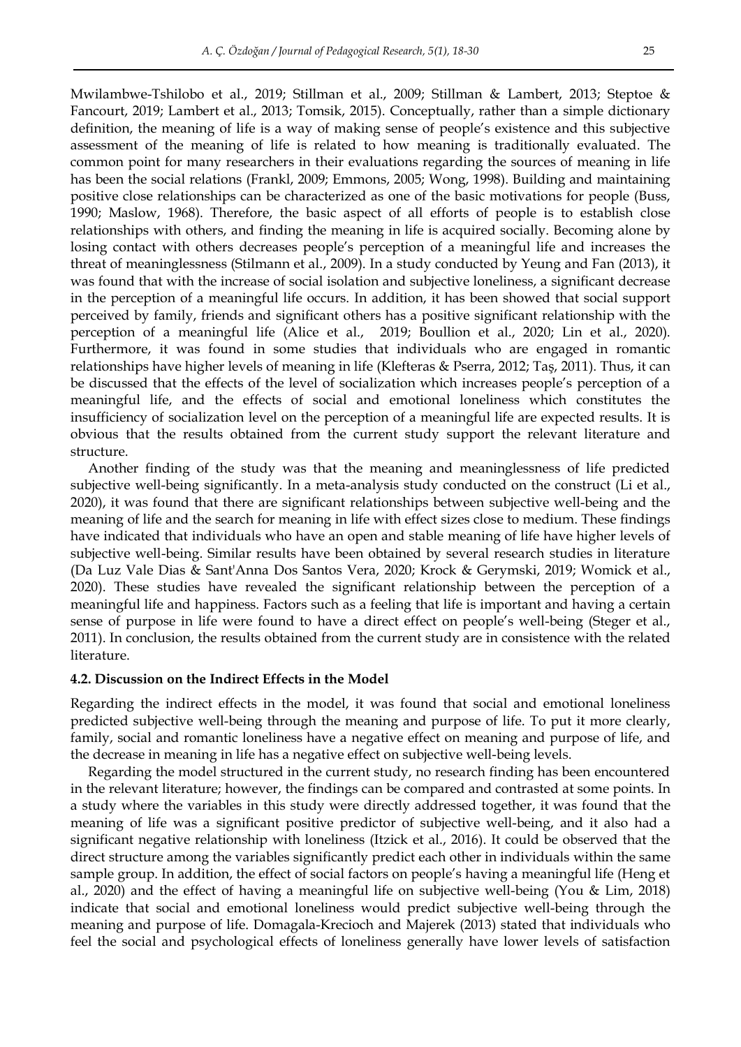Mwilambwe-Tshilobo et al., 2019; Stillman et al., 2009; Stillman & Lambert, 2013; Steptoe & Fancourt, 2019; Lambert et al., 2013; Tomsik, 2015). Conceptually, rather than a simple dictionary definition, the meaning of life is a way of making sense of people's existence and this subjective assessment of the meaning of life is related to how meaning is traditionally evaluated. The common point for many researchers in their evaluations regarding the sources of meaning in life has been the social relations (Frankl, 2009; Emmons, 2005; Wong, 1998). Building and maintaining positive close relationships can be characterized as one of the basic motivations for people (Buss, 1990; Maslow, 1968). Therefore, the basic aspect of all efforts of people is to establish close relationships with others, and finding the meaning in life is acquired socially. Becoming alone by losing contact with others decreases people's perception of a meaningful life and increases the threat of meaninglessness (Stilmann et al., 2009). In a study conducted by Yeung and Fan (2013), it was found that with the increase of social isolation and subjective loneliness, a significant decrease in the perception of a meaningful life occurs. In addition, it has been showed that social support perceived by family, friends and significant others has a positive significant relationship with the perception of a meaningful life (Alice et al., 2019; Boullion et al., 2020; Lin et al., 2020). Furthermore, it was found in some studies that individuals who are engaged in romantic relationships have higher levels of meaning in life (Klefteras & Pserra, 2012; Taş, 2011). Thus, it can be discussed that the effects of the level of socialization which increases people's perception of a meaningful life, and the effects of social and emotional loneliness which constitutes the insufficiency of socialization level on the perception of a meaningful life are expected results. It is obvious that the results obtained from the current study support the relevant literature and structure.

Another finding of the study was that the meaning and meaninglessness of life predicted subjective well-being significantly. In a meta-analysis study conducted on the construct (Li et al., 2020), it was found that there are significant relationships between subjective well-being and the meaning of life and the search for meaning in life with effect sizes close to medium. These findings have indicated that individuals who have an open and stable meaning of life have higher levels of subjective well-being. Similar results have been obtained by several research studies in literature (Da Luz Vale Dias & Sant'Anna Dos Santos Vera, 2020; Krock & Gerymski, 2019; Womick et al., 2020). These studies have revealed the significant relationship between the perception of a meaningful life and happiness. Factors such as a feeling that life is important and having a certain sense of purpose in life were found to have a direct effect on people's well-being (Steger et al., 2011). In conclusion, the results obtained from the current study are in consistence with the related literature.

### 4.2. Discussion on the Indirect Effects in the Model

Regarding the indirect effects in the model, it was found that social and emotional loneliness predicted subjective well-being through the meaning and purpose of life. To put it more clearly, family, social and romantic loneliness have a negative effect on meaning and purpose of life, and the decrease in meaning in life has a negative effect on subjective well-being levels.

Regarding the model structured in the current study, no research finding has been encountered in the relevant literature; however, the findings can be compared and contrasted at some points. In a study where the variables in this study were directly addressed together, it was found that the meaning of life was a significant positive predictor of subjective well-being, and it also had a significant negative relationship with loneliness (Itzick et al., 2016). It could be observed that the direct structure among the variables significantly predict each other in individuals within the same sample group. In addition, the effect of social factors on people's having a meaningful life (Heng et al., 2020) and the effect of having a meaningful life on subjective well-being (You & Lim, 2018) indicate that social and emotional loneliness would predict subjective well-being through the meaning and purpose of life. Domagala-Krecioch and Majerek (2013) stated that individuals who feel the social and psychological effects of loneliness generally have lower levels of satisfaction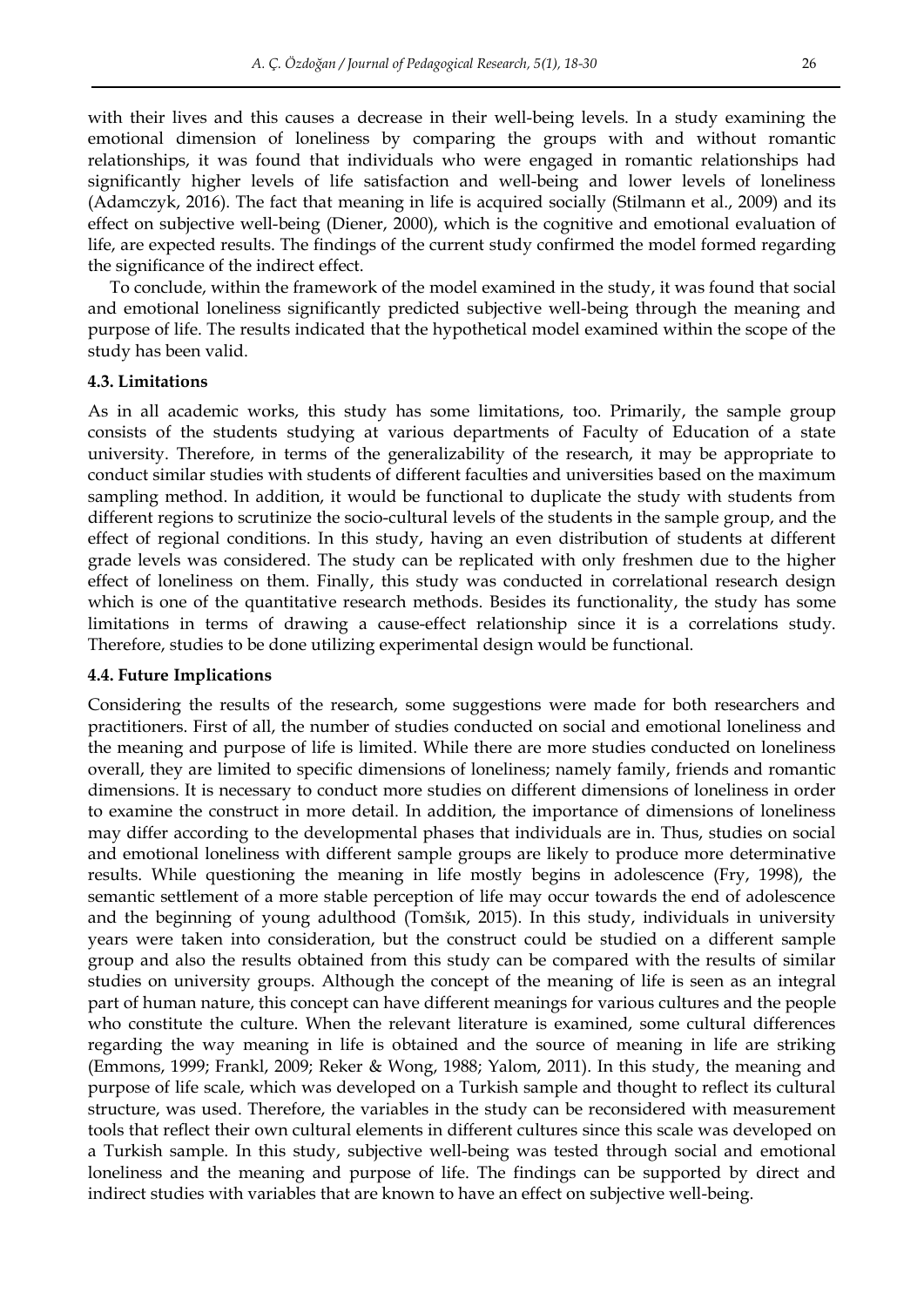with their lives and this causes a decrease in their well-being levels. In a study examining the emotional dimension of loneliness by comparing the groups with and without romantic relationships, it was found that individuals who were engaged in romantic relationships had significantly higher levels of life satisfaction and well-being and lower levels of loneliness (Adamczyk, 2016). The fact that meaning in life is acquired socially (Stilmann et al., 2009) and its effect on subjective well-being (Diener, 2000), which is the cognitive and emotional evaluation of life, are expected results. The findings of the current study confirmed the model formed regarding the significance of the indirect effect.

To conclude, within the framework of the model examined in the study, it was found that social and emotional loneliness significantly predicted subjective well-being through the meaning and purpose of life. The results indicated that the hypothetical model examined within the scope of the study has been valid.

### 4.3. Limitations

As in all academic works, this study has some limitations, too. Primarily, the sample group consists of the students studying at various departments of Faculty of Education of a state university. Therefore, in terms of the generalizability of the research, it may be appropriate to conduct similar studies with students of different faculties and universities based on the maximum sampling method. In addition, it would be functional to duplicate the study with students from different regions to scrutinize the socio-cultural levels of the students in the sample group, and the effect of regional conditions. In this study, having an even distribution of students at different grade levels was considered. The study can be replicated with only freshmen due to the higher effect of loneliness on them. Finally, this study was conducted in correlational research design which is one of the quantitative research methods. Besides its functionality, the study has some limitations in terms of drawing a cause-effect relationship since it is a correlations study. Therefore, studies to be done utilizing experimental design would be functional.

### 4.4. Future Implications

Considering the results of the research, some suggestions were made for both researchers and practitioners. First of all, the number of studies conducted on social and emotional loneliness and the meaning and purpose of life is limited. While there are more studies conducted on loneliness overall, they are limited to specific dimensions of loneliness; namely family, friends and romantic dimensions. It is necessary to conduct more studies on different dimensions of loneliness in order to examine the construct in more detail. In addition, the importance of dimensions of loneliness may differ according to the developmental phases that individuals are in. Thus, studies on social and emotional loneliness with different sample groups are likely to produce more determinative results. While questioning the meaning in life mostly begins in adolescence (Fry, 1998), the semantic settlement of a more stable perception of life may occur towards the end of adolescence and the beginning of young adulthood (Tomšık, 2015). In this study, individuals in university years were taken into consideration, but the construct could be studied on a different sample group and also the results obtained from this study can be compared with the results of similar studies on university groups. Although the concept of the meaning of life is seen as an integral part of human nature, this concept can have different meanings for various cultures and the people who constitute the culture. When the relevant literature is examined, some cultural differences regarding the way meaning in life is obtained and the source of meaning in life are striking (Emmons, 1999; Frankl, 2009; Reker & Wong, 1988; Yalom, 2011). In this study, the meaning and purpose of life scale, which was developed on a Turkish sample and thought to reflect its cultural structure, was used. Therefore, the variables in the study can be reconsidered with measurement tools that reflect their own cultural elements in different cultures since this scale was developed on a Turkish sample. In this study, subjective well-being was tested through social and emotional loneliness and the meaning and purpose of life. The findings can be supported by direct and indirect studies with variables that are known to have an effect on subjective well-being.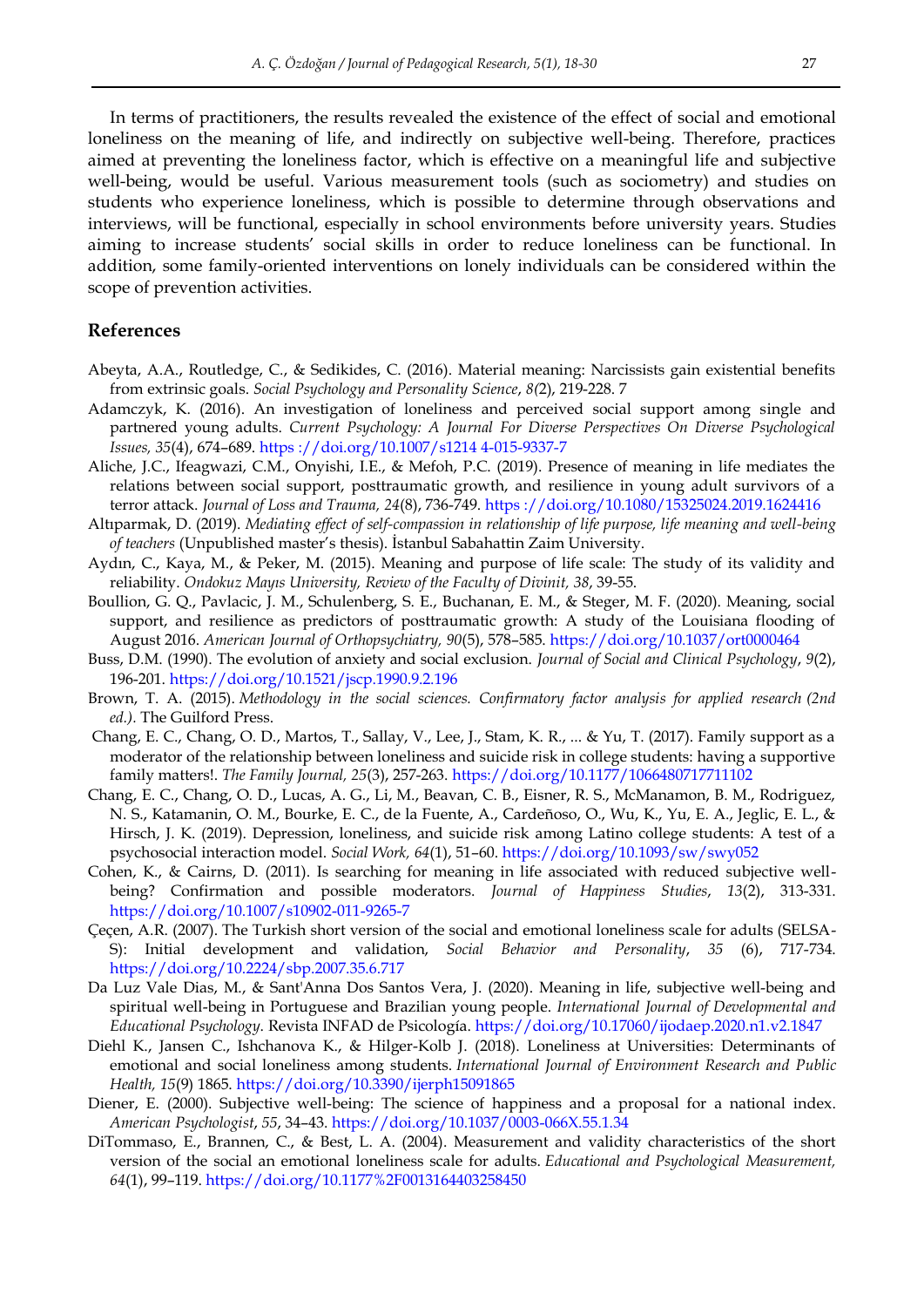In terms of practitioners, the results revealed the existence of the effect of social and emotional loneliness on the meaning of life, and indirectly on subjective well-being. Therefore, practices aimed at preventing the loneliness factor, which is effective on a meaningful life and subjective well-being, would be useful. Various measurement tools (such as sociometry) and studies on students who experience loneliness, which is possible to determine through observations and interviews, will be functional, especially in school environments before university years. Studies aiming to increase students' social skills in order to reduce loneliness can be functional. In addition, some family-oriented interventions on lonely individuals can be considered within the scope of prevention activities.

## References

Abeyta, A.A., Routledge, C., & Sedikides, C. (2016). Material meaning: Narcissists gain existential benefits from extrinsic goals. *Social Psychology and Personality Science*, *8(*2), 219-228. 7

Adamczyk, K. (2016). An investigation of loneliness and perceived social support among single and partnered young adults. *Current Psychology: A Journal For Diverse Perspectives On Diverse Psychological Issues, 35*(4), 674–689. https ://doi.org/10.1007/s1214 4-015-9337-7

Aliche, J.C., Ifeagwazi, C.M., Onyishi, I.E., & Mefoh, P.C. (2019). Presence of meaning in life mediates the relations between social support, posttraumatic growth, and resilience in young adult survivors of a terror attack. *Journal of Loss and Trauma, 24*(8), 736-749. https ://doi.org/10.1080/15325024.2019.1624416

Altıparmak, D. (2019). *Mediating effect of self-compassion in relationship of life purpose, life meaning and well-being of teachers* (Unpublished master's thesis). İstanbul Sabahattin Zaim University.

Aydın, C., Kaya, M., & Peker, M. (2015). Meaning and purpose of life scale: The study of its validity and reliability. *Ondokuz Mayıs University, Review of the Faculty of Divinit, 38*, 39-55.

Boullion, G. Q., Pavlacic, J. M., Schulenberg, S. E., Buchanan, E. M., & Steger, M. F. (2020). Meaning, social support, and resilience as predictors of posttraumatic growth: A study of the Louisiana flooding of August 2016. *American Journal of Orthopsychiatry, 90*(5), 578–585. https://doi.org/10.1037/ort0000464

Buss, D.M. (1990). The evolution of anxiety and social exclusion. *Journal of Social and Clinical Psychology*, *9*(2), 196-201. https://doi.org/10.1521/jscp.1990.9.2.196

Brown, T. A. (2015). *Methodology in the social sciences. Confirmatory factor analysis for applied research (2nd ed.).* The Guilford Press.

Chang, E. C., Chang, O. D., Martos, T., Sallay, V., Lee, J., Stam, K. R., ... & Yu, T. (2017). Family support as a moderator of the relationship between loneliness and suicide risk in college students: having a supportive family matters!. *The Family Journal, 25*(3), 257-263. https://doi.org/10.1177/1066480717711102

Chang, E. C., Chang, O. D., Lucas, A. G., Li, M., Beavan, C. B., Eisner, R. S., McManamon, B. M., Rodriguez, N. S., Katamanin, O. M., Bourke, E. C., de la Fuente, A., Cardeñoso, O., Wu, K., Yu, E. A., Jeglic, E. L., & Hirsch, J. K. (2019). Depression, loneliness, and suicide risk among Latino college students: A test of a psychosocial interaction model. *Social Work, 64*(1), 51–60. https://doi.org/10.1093/sw/swy052

Cohen, K., & Cairns, D. (2011). Is searching for meaning in life associated with reduced subjective well-being? Confirmation and possible moderators. *Journal of Happiness Studies*, *13*(2), 313-331. https://doi.org/10.1007/s10902-011-9265-7

Çeçen, A.R. (2007). The Turkish short version of the social and emotional loneliness scale for adults (SELSA-S): Initial development and validation, *Social Behavior and Personality*, *35* (6), 717-734. https://doi.org/10.2224/sbp.2007.35.6.717

Da Luz Vale Dias, M., & Sant'Anna Dos Santos Vera, J. (2020). Meaning in life, subjective well-being and spiritual well-being in Portuguese and Brazilian young people. *International Journal of Developmental and Educational Psychology.* Revista INFAD de Psicología. https://doi.org/10.17060/ijodaep.2020.n1.v2.1847

Diehl K., Jansen C., Ishchanova K., & Hilger-Kolb J. (2018). Loneliness at Universities: Determinants of emotional and social loneliness among students. *International Journal of Environment Research and Public Health, 15*(9) 1865. https://doi.org/10.3390/ijerph15091865

Diener, E. (2000). Subjective well-being: The science of happiness and a proposal for a national index. *American Psychologist*, *55*, 34–43. https://doi.org/10.1037/0003-066X.55.1.34

DiTommaso, E., Brannen, C., & Best, L. A. (2004). Measurement and validity characteristics of the short version of the social an emotional loneliness scale for adults. *Educational and Psychological Measurement, 64*(1), 99–119. https://doi.org/10.1177%2F0013164403258450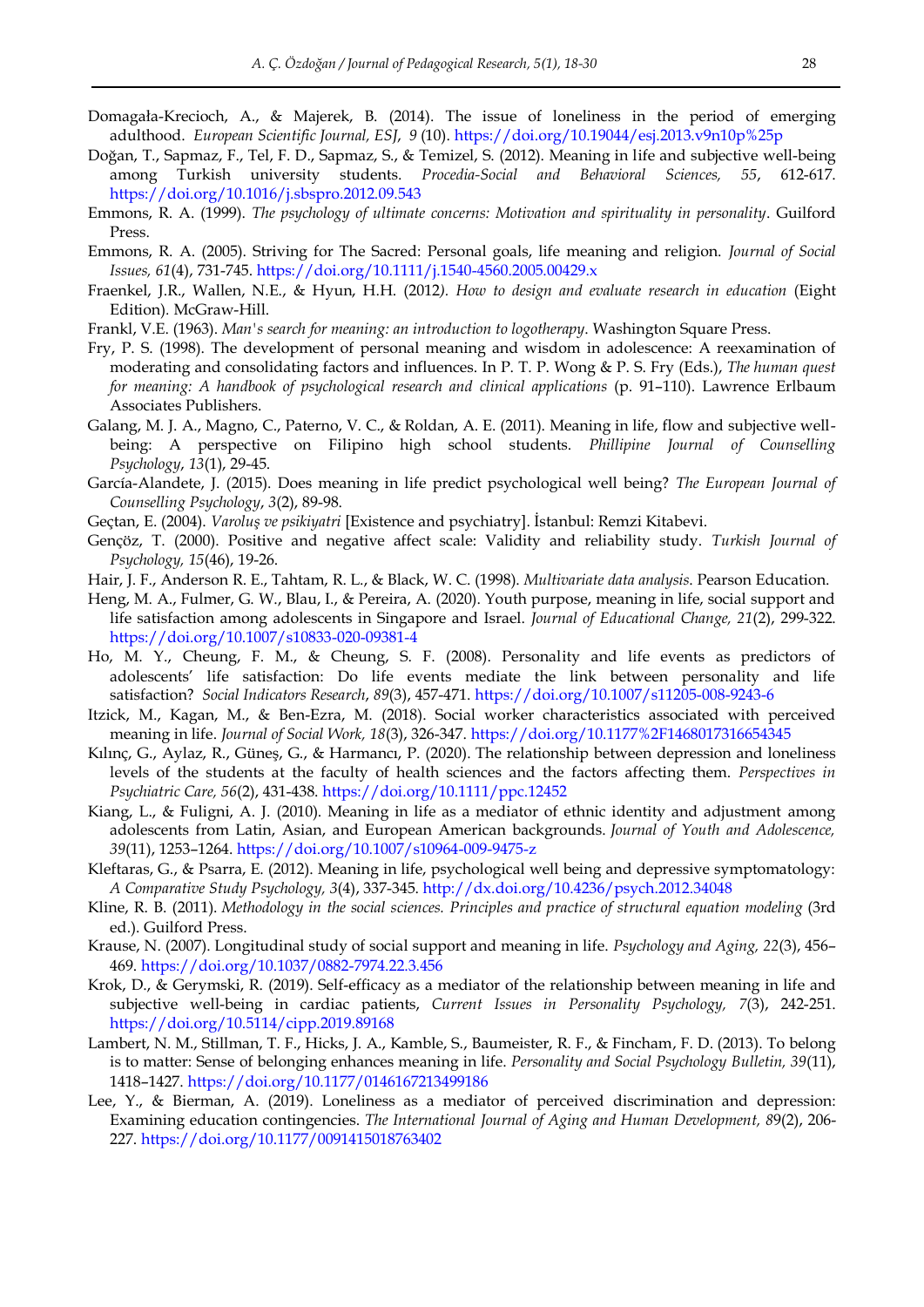Domagała-Krecioch, A., & Majerek, B. (2014). The issue of loneliness in the period of emerging adulthood. *European Scientific Journal, ESJ*, *9* (10). https://doi.org/10.19044/esj.2013.v9n10p%25p

Doğan, T., Sapmaz, F., Tel, F. D., Sapmaz, S., & Temizel, S. (2012). Meaning in life and subjective well-being among Turkish university students. *Procedia-Social and Behavioral Sciences, 55*, 612-617. https://doi.org/10.1016/j.sbspro.2012.09.543

Emmons, R. A. (1999). *The psychology of ultimate concerns: Motivation and spirituality in personality*. Guilford Press.

Emmons, R. A. (2005). Striving for The Sacred: Personal goals, life meaning and religion. *Journal of Social Issues, 61*(4), 731-745. https://doi.org/10.1111/j.1540-4560.2005.00429.x

Fraenkel, J.R., Wallen, N.E., & Hyun, H.H. (2012*). How to design and evaluate research in education* (Eight Edition). McGraw-Hill.

Frankl, V.E. (1963). *Man's search for meaning: an introduction to logotherapy*. Washington Square Press.

Fry, P. S. (1998). The development of personal meaning and wisdom in adolescence: A reexamination of moderating and consolidating factors and influences. In P. T. P. Wong & P. S. Fry (Eds.), *The human quest for meaning: A handbook of psychological research and clinical applications* (p. 91–110). Lawrence Erlbaum Associates Publishers.

Galang, M. J. A., Magno, C., Paterno, V. C., & Roldan, A. E. (2011). Meaning in life, flow and subjective well-being: A perspective on Filipino high school students. *Phillipine Journal of Counselling Psychology*, *13*(1), 29-45.

García-Alandete, J. (2015). Does meaning in life predict psychological well being? *The European Journal of Counselling Psychology*, *3*(2), 89-98.

Geçtan, E. (2004). *Varoluş ve psikiyatri* [Existence and psychiatry]. İstanbul: Remzi Kitabevi.

Gençöz, T. (2000). Positive and negative affect scale: Validity and reliability study. *Turkish Journal of Psychology, 15*(46), 19-26.

Hair, J. F., Anderson R. E., Tahtam, R. L., & Black, W. C. (1998). *Multivariate data analysis*. Pearson Education.

Heng, M. A., Fulmer, G. W., Blau, I., & Pereira, A. (2020). Youth purpose, meaning in life, social support and life satisfaction among adolescents in Singapore and Israel. *Journal of Educational Change, 21*(2), 299-322. https://doi.org/10.1007/s10833-020-09381-4

Ho, M. Y., Cheung, F. M., & Cheung, S. F. (2008). Personality and life events as predictors of adolescents' life satisfaction: Do life events mediate the link between personality and life satisfaction? *Social Indicators Research*, *89*(3), 457-471. https://doi.org/10.1007/s11205-008-9243-6

Itzick, M., Kagan, M., & Ben-Ezra, M. (2018). Social worker characteristics associated with perceived meaning in life. *Journal of Social Work, 18*(3), 326-347. https://doi.org/10.1177%2F1468017316654345

Kılınç, G., Aylaz, R., Güneş, G., & Harmancı, P. (2020). The relationship between depression and loneliness levels of the students at the faculty of health sciences and the factors affecting them. *Perspectives in Psychiatric Care, 56*(2), 431-438. https://doi.org/10.1111/ppc.12452

Kiang, L., & Fuligni, A. J. (2010). Meaning in life as a mediator of ethnic identity and adjustment among adolescents from Latin, Asian, and European American backgrounds. *Journal of Youth and Adolescence, 39*(11), 1253–1264. https://doi.org/10.1007/s10964-009-9475-z

Kleftaras, G., & Psarra, E. (2012). Meaning in life, psychological well being and depressive symptomatology: *A Comparative Study Psychology, 3*(4), 337-345. http://dx.doi.org/10.4236/psych.2012.34048

Kline, R. B. (2011). *Methodology in the social sciences. Principles and practice of structural equation modeling* (3rd ed.). Guilford Press.

Krause, N. (2007). Longitudinal study of social support and meaning in life. *Psychology and Aging, 22*(3), 456–469. https://doi.org/10.1037/0882-7974.22.3.456

Krok, D., & Gerymski, R. (2019). Self-efficacy as a mediator of the relationship between meaning in life and subjective well-being in cardiac patients, *Current Issues in Personality Psychology, 7*(3), 242-251. https://doi.org/10.5114/cipp.2019.89168

Lambert, N. M., Stillman, T. F., Hicks, J. A., Kamble, S., Baumeister, R. F., & Fincham, F. D. (2013). To belong is to matter: Sense of belonging enhances meaning in life. *Personality and Social Psychology Bulletin, 39*(11), 1418–1427. https://doi.org/10.1177/0146167213499186

Lee, Y., & Bierman, A. (2019). Loneliness as a mediator of perceived discrimination and depression: Examining education contingencies. *The International Journal of Aging and Human Development, 89*(2), 206-227. https://doi.org/10.1177/0091415018763402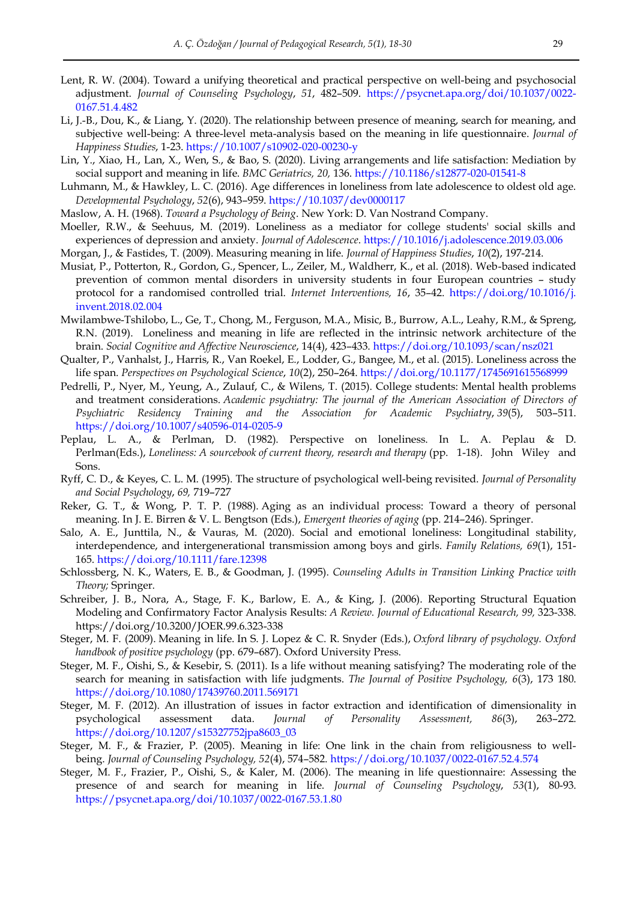Lent, R. W. (2004). Toward a unifying theoretical and practical perspective on well-being and psychosocial adjustment. *Journal of Counseling Psychology*, *51*, 482–509. https://psycnet.apa.org/doi/10.1037/0022-0167.51.4.482

Li, J.-B., Dou, K., & Liang, Y. (2020). The relationship between presence of meaning, search for meaning, and subjective well-being: A three-level meta-analysis based on the meaning in life questionnaire. *Journal of Happiness Studies*, 1-23. https://10.1007/s10902-020-00230-y

Lin, Y., Xiao, H., Lan, X., Wen, S., & Bao, S. (2020). Living arrangements and life satisfaction: Mediation by social support and meaning in life. *BMC Geriatrics, 20,* 136. https://10.1186/s12877-020-01541-8

Luhmann, M., & Hawkley, L. C. (2016). Age differences in loneliness from late adolescence to oldest old age. *Developmental Psychology*, *52*(6), 943–959. https://10.1037/dev0000117

Maslow, A. H. (1968). *Toward a Psychology of Being*. New York: D. Van Nostrand Company.

Moeller, R.W., & Seehuus, M. (2019). Loneliness as a mediator for college students' social skills and experiences of depression and anxiety. *Journal of Adolescence*. https://10.1016/j.adolescence.2019.03.006

Morgan, J., & Fastides, T. (2009). Measuring meaning in life. *Journal of Happiness Studies*, *10*(2), 197-214.

Musiat, P., Potterton, R., Gordon, G., Spencer, L., Zeiler, M., Waldherr, K., et al. (2018). Web-based indicated prevention of common mental disorders in university students in four European countries – study protocol for a randomised controlled trial. *Internet Interventions, 16*, 35–42. https://doi.org/10.1016/j.invent.2018.02.004

Mwilambwe-Tshilobo, L., Ge, T., Chong, M., Ferguson, M.A., Misic, B., Burrow, A.L., Leahy, R.M., & Spreng, R.N. (2019). Loneliness and meaning in life are reflected in the intrinsic network architecture of the brain. *Social Cognitive and Affective Neuroscience*, 14(4), 423–433. https://doi.org/10.1093/scan/nsz021

Qualter, P., Vanhalst, J., Harris, R., Van Roekel, E., Lodder, G., Bangee, M., et al. (2015). Loneliness across the life span. *Perspectives on Psychological Science*, *10*(2), 250–264. https://doi.org/10.1177/1745691615568999

Pedrelli, P., Nyer, M., Yeung, A., Zulauf, C., & Wilens, T. (2015). College students: Mental health problems and treatment considerations. *Academic psychiatry: The journal of the American Association of Directors of Psychiatric Residency Training and the Association for Academic Psychiatry*, *39*(5), 503–511. https://doi.org/10.1007/s40596-014-0205-9

Peplau, L. A., & Perlman, D. (1982). Perspective on loneliness. In L. A. Peplau & D. Perlman(Eds.), *Loneliness: A sourcebook of current theory, research and therapy* (pp. 1-18). John Wiley and Sons.

Ryff, C. D., & Keyes, C. L. M. (1995). The structure of psychological well-being revisited. *Journal of Personality and Social Psychology*, *69,* 719–727

Reker, G. T., & Wong, P. T. P. (1988). Aging as an individual process: Toward a theory of personal meaning. In J. E. Birren & V. L. Bengtson (Eds.), *Emergent theories of aging* (pp. 214–246). Springer.

Salo, A. E., Junttila, N., & Vauras, M. (2020). Social and emotional loneliness: Longitudinal stability, interdependence, and intergenerational transmission among boys and girls. *Family Relations, 69*(1), 151-165. https://doi.org/10.1111/fare.12398

Schlossberg, N. K., Waters, E. B., & Goodman, J. (1995). *Counseling Adults in Transition Linking Practice with Theory;* Springer.

Schreiber, J. B., Nora, A., Stage, F. K., Barlow, E. A., & King, J. (2006). Reporting Structural Equation Modeling and Confirmatory Factor Analysis Results: *A Review. Journal of Educational Research, 99,* 323-338. https://doi.org/10.3200/JOER.99.6.323-338

Steger, M. F. (2009). Meaning in life. In S. J. Lopez & C. R. Snyder (Eds.), *Oxford library of psychology. Oxford handbook of positive psychology* (pp. 679–687). Oxford University Press.

Steger, M. F., Oishi, S., & Kesebir, S. (2011). Is a life without meaning satisfying? The moderating role of the search for meaning in satisfaction with life judgments. *The Journal of Positive Psychology, 6*(3), 173 180. https://doi.org/10.1080/17439760.2011.569171

Steger, M. F. (2012). An illustration of issues in factor extraction and identification of dimensionality in psychological assessment data. *Journal of Personality Assessment, 86*(3), 263–272. https://doi.org/10.1207/s15327752jpa8603_03

Steger, M. F., & Frazier, P. (2005). Meaning in life: One link in the chain from religiousness to well-being. *Journal of Counseling Psychology, 52*(4), 574–582. https://doi.org/10.1037/0022-0167.52.4.574

Steger, M. F., Frazier, P., Oishi, S., & Kaler, M. (2006). The meaning in life questionnaire: Assessing the presence of and search for meaning in life. *Journal of Counseling Psychology*, *53*(1), 80-93. https://psycnet.apa.org/doi/10.1037/0022-0167.53.1.80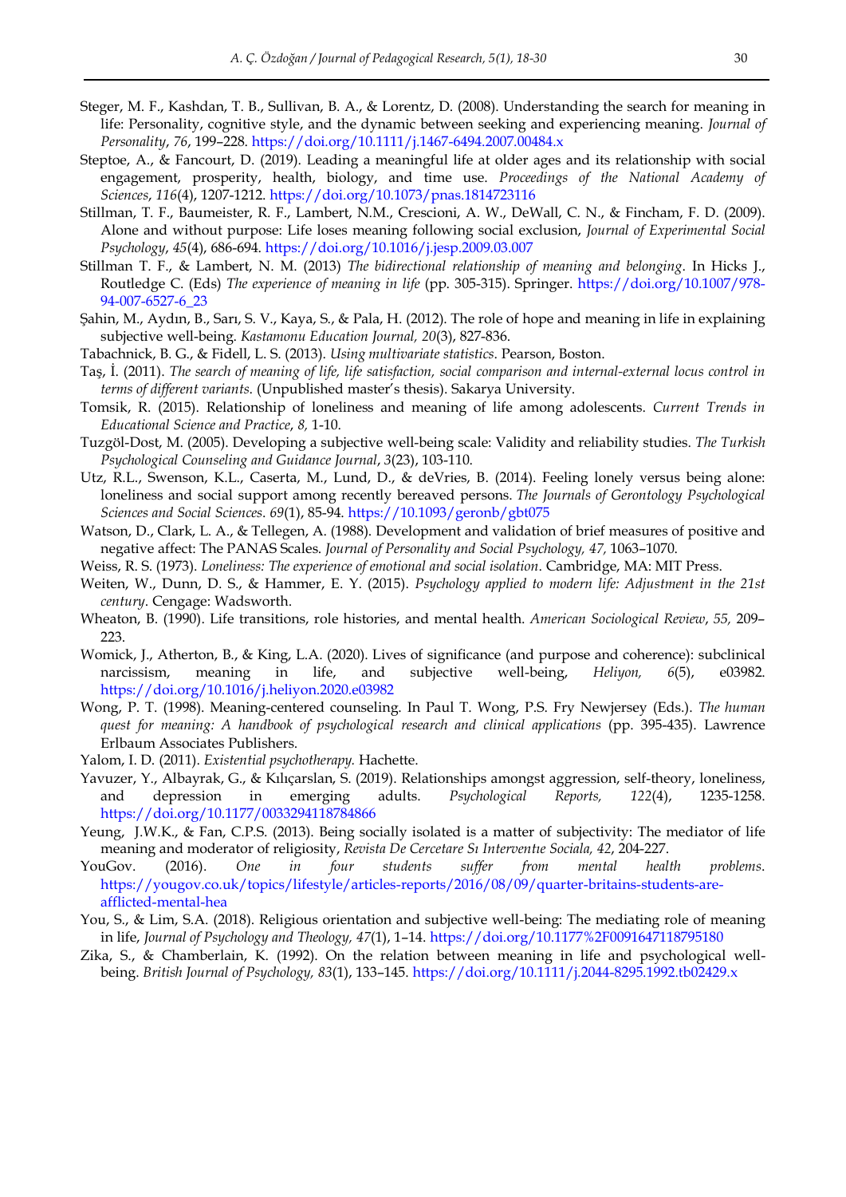Steger, M. F., Kashdan, T. B., Sullivan, B. A., & Lorentz, D. (2008). Understanding the search for meaning in life: Personality, cognitive style, and the dynamic between seeking and experiencing meaning. *Journal of Personality*, *76*, 199–228. https://doi.org/10.1111/j.1467-6494.2007.00484.x

Steptoe, A., & Fancourt, D. (2019). Leading a meaningful life at older ages and its relationship with social engagement, prosperity, health, biology, and time use. *Proceedings of the National Academy of Sciences*, *116*(4), 1207-1212. https://doi.org/10.1073/pnas.1814723116

Stillman, T. F., Baumeister, R. F., Lambert, N.M., Crescioni, A. W., DeWall, C. N., & Fincham, F. D. (2009). Alone and without purpose: Life loses meaning following social exclusion, *Journal of Experimental Social Psychology*, *45*(4), 686-694. https://doi.org/10.1016/j.jesp.2009.03.007

Stillman T. F., & Lambert, N. M. (2013) *The bidirectional relationship of meaning and belonging*. In Hicks J., Routledge C. (Eds) *The experience of meaning in life* (pp. 305-315). Springer. https://doi.org/10.1007/978-94-007-6527-6_23

Şahin, M., Aydın, B., Sarı, S. V., Kaya, S., & Pala, H. (2012). The role of hope and meaning in life in explaining subjective well-being. *Kastamonu Education Journal, 20*(3), 827-836.

Tabachnick, B. G., & Fidell, L. S. (2013). *Using multivariate statistics*. Pearson, Boston.

Taş, İ. (2011). *The search of meaning of life, life satisfaction, social comparison and internal-external locus control in terms of different variants.* (Unpublished master's thesis). Sakarya University.

Tomsik, R. (2015). Relationship of loneliness and meaning of life among adolescents. *Current Trends in Educational Science and Practice*, *8,* 1-10.

Tuzgöl-Dost, M. (2005). Developing a subjective well-being scale: Validity and reliability studies. *The Turkish Psychological Counseling and Guidance Journal*, *3*(23), 103-110.

Utz, R.L., Swenson, K.L., Caserta, M., Lund, D., & deVries, B. (2014). Feeling lonely versus being alone: loneliness and social support among recently bereaved persons. *The Journals of Gerontology Psychological Sciences and Social Sciences. 69*(1), 85-94. https://10.1093/geronb/gbt075

Watson, D., Clark, L. A., & Tellegen, A. (1988). Development and validation of brief measures of positive and negative affect: The PANAS Scales. *Journal of Personality and Social Psychology, 47,* 1063–1070.

Weiss, R. S. (1973). *Loneliness: The experience of emotional and social isolation*. Cambridge, MA: MIT Press.

Weiten, W., Dunn, D. S., & Hammer, E. Y. (2015). *Psychology applied to modern life: Adjustment in the 21st century*. Cengage: Wadsworth.

Wheaton, B. (1990). Life transitions, role histories, and mental health. *American Sociological Review*, *55,* 209–223.

Womick, J., Atherton, B., & King, L.A. (2020). Lives of significance (and purpose and coherence): subclinical narcissism, meaning in life, and subjective well-being, *Heliyon, 6*(5), e03982. https://doi.org/10.1016/j.heliyon.2020.e03982

Wong, P. T. (1998). Meaning-centered counseling. In Paul T. Wong, P.S. Fry Newjersey (Eds.). *The human quest for meaning: A handbook of psychological research and clinical applications* (pp. 395-435). Lawrence Erlbaum Associates Publishers.

Yalom, I. D. (2011). *Existential psychotherapy.* Hachette.

Yavuzer, Y., Albayrak, G., & Kılıçarslan, S. (2019). Relationships amongst aggression, self-theory, loneliness, and depression in emerging adults. *Psychological Reports, 122*(4), 1235-1258. https://doi.org/10.1177/0033294118784866

Yeung, J.W.K., & Fan, C.P.S. (2013). Being socially isolated is a matter of subjectivity: The mediator of life meaning and moderator of religiosity, *Revista De Cercetare Sı Interventıe Sociala, 42*, 204-227.

YouGov. (2016). *One in four students suffer from mental health problems*. https://yougov.co.uk/topics/lifestyle/articles-reports/2016/08/09/quarter-britains-students-are-afflicted-mental-hea

You, S., & Lim, S.A. (2018). Religious orientation and subjective well-being: The mediating role of meaning in life, *Journal of Psychology and Theology, 47*(1), 1–14. https://doi.org/10.1177%2F0091647118795180

Zika, S., & Chamberlain, K. (1992). On the relation between meaning in life and psychological well-being. *British Journal of Psychology, 83*(1), 133–145. https://doi.org/10.1111/j.2044-8295.1992.tb02429.x